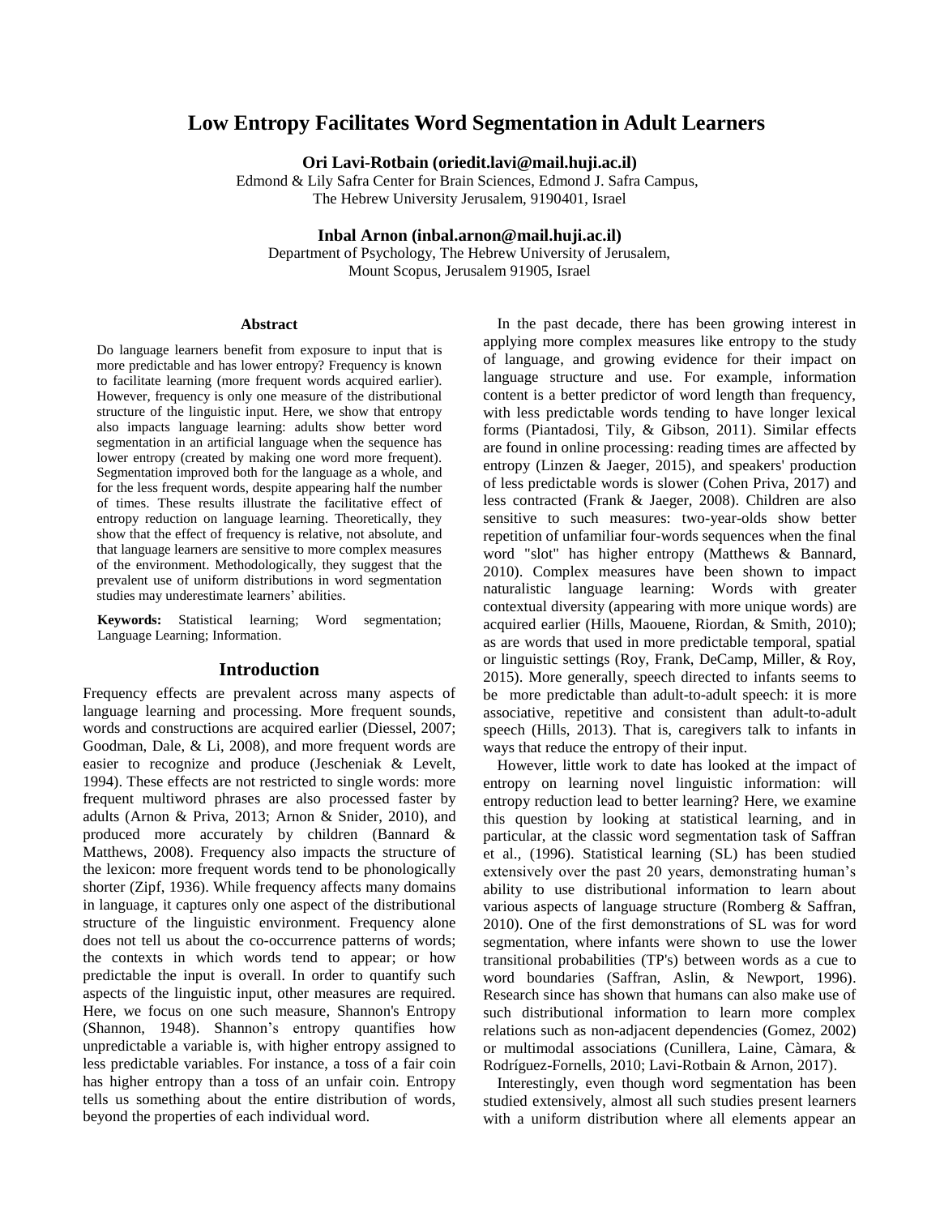# Low Entropy Facilitates Word Segmentation in Adult Learners

**Ori Lavi-Rotbain (oriedit.lavi@mail.huji.ac.il)**
Edmond & Lily Safra Center for Brain Sciences, Edmond J. Safra Campus,
The Hebrew University Jerusalem, 9190401, Israel

**Inbal Arnon (inbal.arnon@mail.huji.ac.il)**
Department of Psychology, The Hebrew University of Jerusalem,
Mount Scopus, Jerusalem 91905, Israel

### Abstract

Do language learners benefit from exposure to input that is more predictable and has lower entropy? Frequency is known to facilitate learning (more frequent words acquired earlier). However, frequency is only one measure of the distributional structure of the linguistic input. Here, we show that entropy also impacts language learning: adults show better word segmentation in an artificial language when the sequence has lower entropy (created by making one word more frequent). Segmentation improved both for the language as a whole, and for the less frequent words, despite appearing half the number of times. These results illustrate the facilitative effect of entropy reduction on language learning. Theoretically, they show that the effect of frequency is relative, not absolute, and that language learners are sensitive to more complex measures of the environment. Methodologically, they suggest that the prevalent use of uniform distributions in word segmentation studies may underestimate learners' abilities.

**Keywords:** Statistical learning; Word segmentation; Language Learning; Information.

## Introduction

Frequency effects are prevalent across many aspects of language learning and processing. More frequent sounds, words and constructions are acquired earlier (Diessel, 2007; Goodman, Dale, & Li, 2008), and more frequent words are easier to recognize and produce (Jescheniak & Levelt, 1994). These effects are not restricted to single words: more frequent multiword phrases are also processed faster by adults (Arnon & Priva, 2013; Arnon & Snider, 2010), and produced more accurately by children (Bannard & Matthews, 2008). Frequency also impacts the structure of the lexicon: more frequent words tend to be phonologically shorter (Zipf, 1936). While frequency affects many domains in language, it captures only one aspect of the distributional structure of the linguistic environment. Frequency alone does not tell us about the co-occurrence patterns of words; the contexts in which words tend to appear; or how predictable the input is overall. In order to quantify such aspects of the linguistic input, other measures are required. Here, we focus on one such measure, Shannon's Entropy (Shannon, 1948). Shannon's entropy quantifies how unpredictable a variable is, with higher entropy assigned to less predictable variables. For instance, a toss of a fair coin has higher entropy than a toss of an unfair coin. Entropy tells us something about the entire distribution of words, beyond the properties of each individual word.

In the past decade, there has been growing interest in applying more complex measures like entropy to the study of language, and growing evidence for their impact on language structure and use. For example, information content is a better predictor of word length than frequency, with less predictable words tending to have longer lexical forms (Piantadosi, Tily, & Gibson, 2011). Similar effects are found in online processing: reading times are affected by entropy (Linzen & Jaeger, 2015), and speakers' production of less predictable words is slower (Cohen Priva, 2017) and less contracted (Frank & Jaeger, 2008). Children are also sensitive to such measures: two-year-olds show better repetition of unfamiliar four-words sequences when the final word "slot" has higher entropy (Matthews & Bannard, 2010). Complex measures have been shown to impact naturalistic language learning: Words with greater contextual diversity (appearing with more unique words) are acquired earlier (Hills, Maouene, Riordan, & Smith, 2010); as are words that used in more predictable temporal, spatial or linguistic settings (Roy, Frank, DeCamp, Miller, & Roy, 2015). More generally, speech directed to infants seems to be more predictable than adult-to-adult speech: it is more associative, repetitive and consistent than adult-to-adult speech (Hills, 2013). That is, caregivers talk to infants in ways that reduce the entropy of their input.

However, little work to date has looked at the impact of entropy on learning novel linguistic information: will entropy reduction lead to better learning? Here, we examine this question by looking at statistical learning, and in particular, at the classic word segmentation task of Saffran et al., (1996). Statistical learning (SL) has been studied extensively over the past 20 years, demonstrating human's ability to use distributional information to learn about various aspects of language structure (Romberg & Saffran, 2010). One of the first demonstrations of SL was for word segmentation, where infants were shown to use the lower transitional probabilities (TP's) between words as a cue to word boundaries (Saffran, Aslin, & Newport, 1996). Research since has shown that humans can also make use of such distributional information to learn more complex relations such as non-adjacent dependencies (Gomez, 2002) or multimodal associations (Cunillera, Laine, Càmara, & Rodríguez-Fornells, 2010; Lavi-Rotbain & Arnon, 2017).

Interestingly, even though word segmentation has been studied extensively, almost all such studies present learners with a uniform distribution where all elements appear an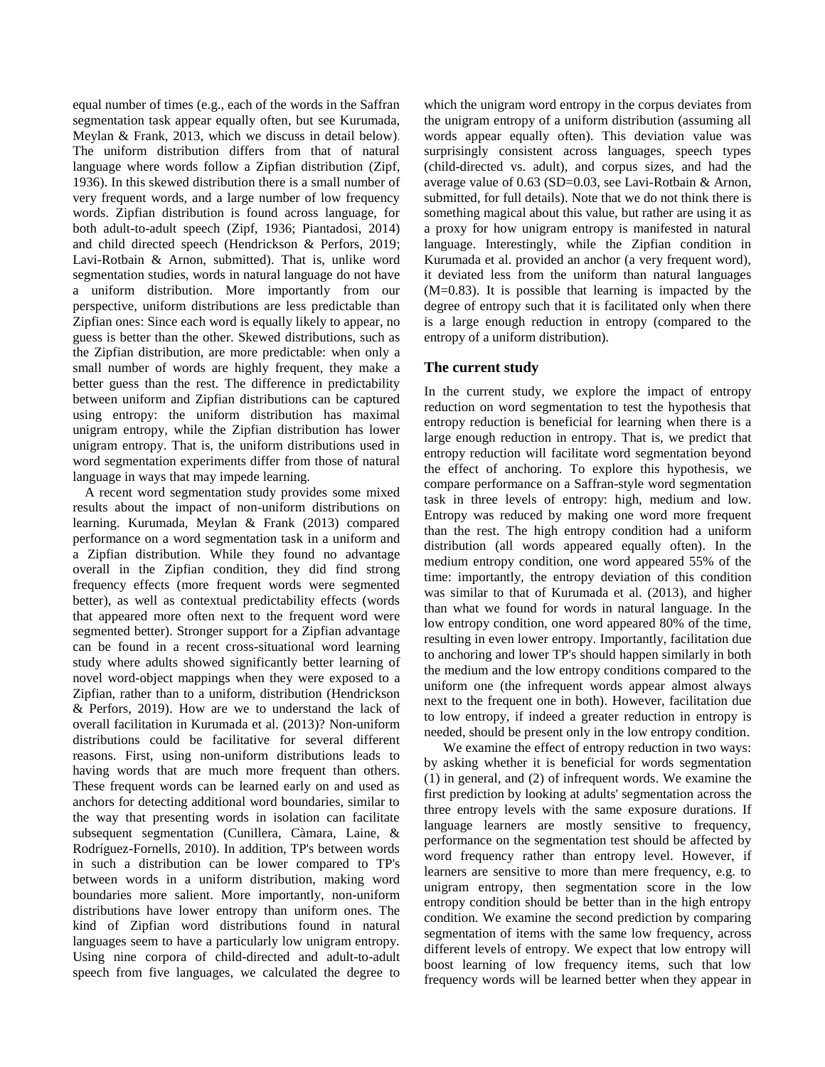equal number of times (e.g., each of the words in the Saffran segmentation task appear equally often, but see Kurumada, Meylan & Frank, 2013, which we discuss in detail below). The uniform distribution differs from that of natural language where words follow a Zipfian distribution (Zipf, 1936). In this skewed distribution there is a small number of very frequent words, and a large number of low frequency words. Zipfian distribution is found across language, for both adult-to-adult speech (Zipf, 1936; Piantadosi, 2014) and child directed speech (Hendrickson & Perfors, 2019; Lavi-Rotbain & Arnon, submitted). That is, unlike word segmentation studies, words in natural language do not have a uniform distribution. More importantly from our perspective, uniform distributions are less predictable than Zipfian ones: Since each word is equally likely to appear, no guess is better than the other. Skewed distributions, such as the Zipfian distribution, are more predictable: when only a small number of words are highly frequent, they make a better guess than the rest. The difference in predictability between uniform and Zipfian distributions can be captured using entropy: the uniform distribution has maximal unigram entropy, while the Zipfian distribution has lower unigram entropy. That is, the uniform distributions used in word segmentation experiments differ from those of natural language in ways that may impede learning.

A recent word segmentation study provides some mixed results about the impact of non-uniform distributions on learning. Kurumada, Meylan & Frank (2013) compared performance on a word segmentation task in a uniform and a Zipfian distribution. While they found no advantage overall in the Zipfian condition, they did find strong frequency effects (more frequent words were segmented better), as well as contextual predictability effects (words that appeared more often next to the frequent word were segmented better). Stronger support for a Zipfian advantage can be found in a recent cross-situational word learning study where adults showed significantly better learning of novel word-object mappings when they were exposed to a Zipfian, rather than to a uniform, distribution (Hendrickson & Perfors, 2019). How are we to understand the lack of overall facilitation in Kurumada et al. (2013)? Non-uniform distributions could be facilitative for several different reasons. First, using non-uniform distributions leads to having words that are much more frequent than others. These frequent words can be learned early on and used as anchors for detecting additional word boundaries, similar to the way that presenting words in isolation can facilitate subsequent segmentation (Cunillera, Càmara, Laine, & Rodríguez-Fornells, 2010). In addition, TP's between words in such a distribution can be lower compared to TP's between words in a uniform distribution, making word boundaries more salient. More importantly, non-uniform distributions have lower entropy than uniform ones. The kind of Zipfian word distributions found in natural languages seem to have a particularly low unigram entropy. Using nine corpora of child-directed and adult-to-adult speech from five languages, we calculated the degree to which the unigram word entropy in the corpus deviates from the unigram entropy of a uniform distribution (assuming all words appear equally often). This deviation value was surprisingly consistent across languages, speech types (child-directed vs. adult), and corpus sizes, and had the average value of 0.63 (SD=0.03, see Lavi-Rotbain & Arnon, submitted, for full details). Note that we do not think there is something magical about this value, but rather are using it as a proxy for how unigram entropy is manifested in natural language. Interestingly, while the Zipfian condition in Kurumada et al. provided an anchor (a very frequent word), it deviated less from the uniform than natural languages (M=0.83). It is possible that learning is impacted by the degree of entropy such that it is facilitated only when there is a large enough reduction in entropy (compared to the entropy of a uniform distribution).

## The current study

In the current study, we explore the impact of entropy reduction on word segmentation to test the hypothesis that entropy reduction is beneficial for learning when there is a large enough reduction in entropy. That is, we predict that entropy reduction will facilitate word segmentation beyond the effect of anchoring. To explore this hypothesis, we compare performance on a Saffran-style word segmentation task in three levels of entropy: high, medium and low. Entropy was reduced by making one word more frequent than the rest. The high entropy condition had a uniform distribution (all words appeared equally often). In the medium entropy condition, one word appeared 55% of the time: importantly, the entropy deviation of this condition was similar to that of Kurumada et al. (2013), and higher than what we found for words in natural language. In the low entropy condition, one word appeared 80% of the time, resulting in even lower entropy. Importantly, facilitation due to anchoring and lower TP's should happen similarly in both the medium and the low entropy conditions compared to the uniform one (the infrequent words appear almost always next to the frequent one in both). However, facilitation due to low entropy, if indeed a greater reduction in entropy is needed, should be present only in the low entropy condition.

We examine the effect of entropy reduction in two ways: by asking whether it is beneficial for words segmentation (1) in general, and (2) of infrequent words. We examine the first prediction by looking at adults' segmentation across the three entropy levels with the same exposure durations. If language learners are mostly sensitive to frequency, performance on the segmentation test should be affected by word frequency rather than entropy level. However, if learners are sensitive to more than mere frequency, e.g. to unigram entropy, then segmentation score in the low entropy condition should be better than in the high entropy condition. We examine the second prediction by comparing segmentation of items with the same low frequency, across different levels of entropy. We expect that low entropy will boost learning of low frequency items, such that low frequency words will be learned better when they appear in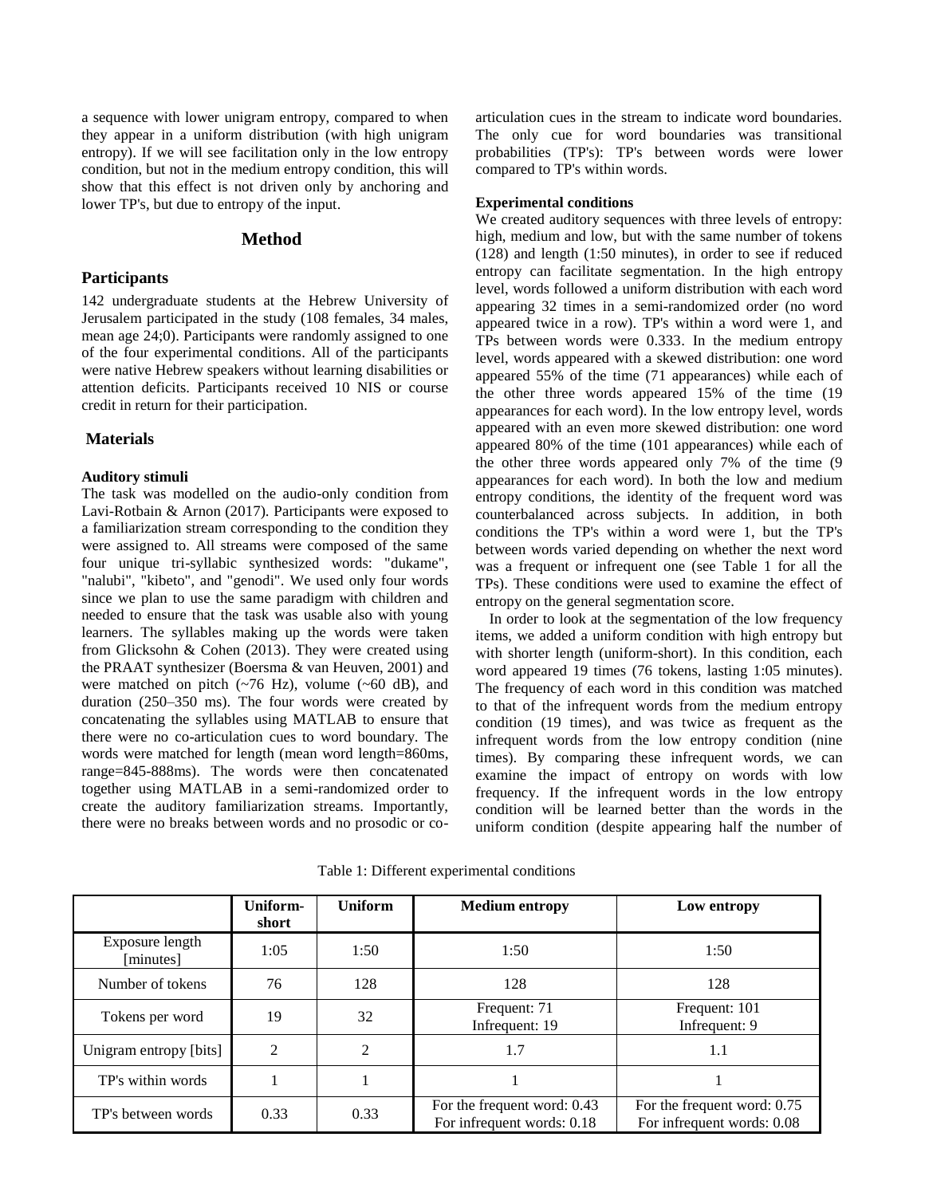a sequence with lower unigram entropy, compared to when they appear in a uniform distribution (with high unigram entropy). If we will see facilitation only in the low entropy condition, but not in the medium entropy condition, this will show that this effect is not driven only by anchoring and lower TP's, but due to entropy of the input.

## Method

### Participants

142 undergraduate students at the Hebrew University of Jerusalem participated in the study (108 females, 34 males, mean age 24;0). Participants were randomly assigned to one of the four experimental conditions. All of the participants were native Hebrew speakers without learning disabilities or attention deficits. Participants received 10 NIS or course credit in return for their participation.

### Materials

**Auditory stimuli**

The task was modelled on the audio-only condition from Lavi-Rotbain & Arnon (2017). Participants were exposed to a familiarization stream corresponding to the condition they were assigned to. All streams were composed of the same four unique tri-syllabic synthesized words: "dukame", "nalubi", "kibeto", and "genodi". We used only four words since we plan to use the same paradigm with children and needed to ensure that the task was usable also with young learners. The syllables making up the words were taken from Glicksohn & Cohen (2013). They were created using the PRAAT synthesizer (Boersma & van Heuven, 2001) and were matched on pitch (~76 Hz), volume (~60 dB), and duration (250–350 ms). The four words were created by concatenating the syllables using MATLAB to ensure that there were no co-articulation cues to word boundary. The words were matched for length (mean word length=860ms, range=845-888ms). The words were then concatenated together using MATLAB in a semi-randomized order to create the auditory familiarization streams. Importantly, there were no breaks between words and no prosodic or co-articulation cues in the stream to indicate word boundaries. The only cue for word boundaries was transitional probabilities (TP's): TP's between words were lower compared to TP's within words.

**Experimental conditions**

We created auditory sequences with three levels of entropy: high, medium and low, but with the same number of tokens (128) and length (1:50 minutes), in order to see if reduced entropy can facilitate segmentation. In the high entropy level, words followed a uniform distribution with each word appearing 32 times in a semi-randomized order (no word appeared twice in a row). TP's within a word were 1, and TPs between words were 0.333. In the medium entropy level, words appeared with a skewed distribution: one word appeared 55% of the time (71 appearances) while each of the other three words appeared 15% of the time (19 appearances for each word). In the low entropy level, words appeared with an even more skewed distribution: one word appeared 80% of the time (101 appearances) while each of the other three words appeared only 7% of the time (9 appearances for each word). In both the low and medium entropy conditions, the identity of the frequent word was counterbalanced across subjects. In addition, in both conditions the TP's within a word were 1, but the TP's between words varied depending on whether the next word was a frequent or infrequent one (see Table 1 for all the TPs). These conditions were used to examine the effect of entropy on the general segmentation score.

In order to look at the segmentation of the low frequency items, we added a uniform condition with high entropy but with shorter length (uniform-short). In this condition, each word appeared 19 times (76 tokens, lasting 1:05 minutes). The frequency of each word in this condition was matched to that of the infrequent words from the medium entropy condition (19 times), and was twice as frequent as the infrequent words from the low entropy condition (nine times). By comparing these infrequent words, we can examine the impact of entropy on words with low frequency. If the infrequent words in the low entropy condition will be learned better than the words in the uniform condition (despite appearing half the number of

Table 1: Different experimental conditions

| | Uniform-short | Uniform | Medium entropy | Low entropy |
|---|---|---|---|---|
| Exposure length [minutes] | 1:05 | 1:50 | 1:50 | 1:50 |
| Number of tokens | 76 | 128 | 128 | 128 |
| Tokens per word | 19 | 32 | Frequent: 71<br>Infrequent: 19 | Frequent: 101<br>Infrequent: 9 |
| Unigram entropy [bits] | 2 | 2 | 1.7 | 1.1 |
| TP's within words | 1 | 1 | 1 | 1 |
| TP's between words | 0.33 | 0.33 | For the frequent word: 0.43<br>For infrequent words: 0.18 | For the frequent word: 0.75<br>For infrequent words: 0.08 |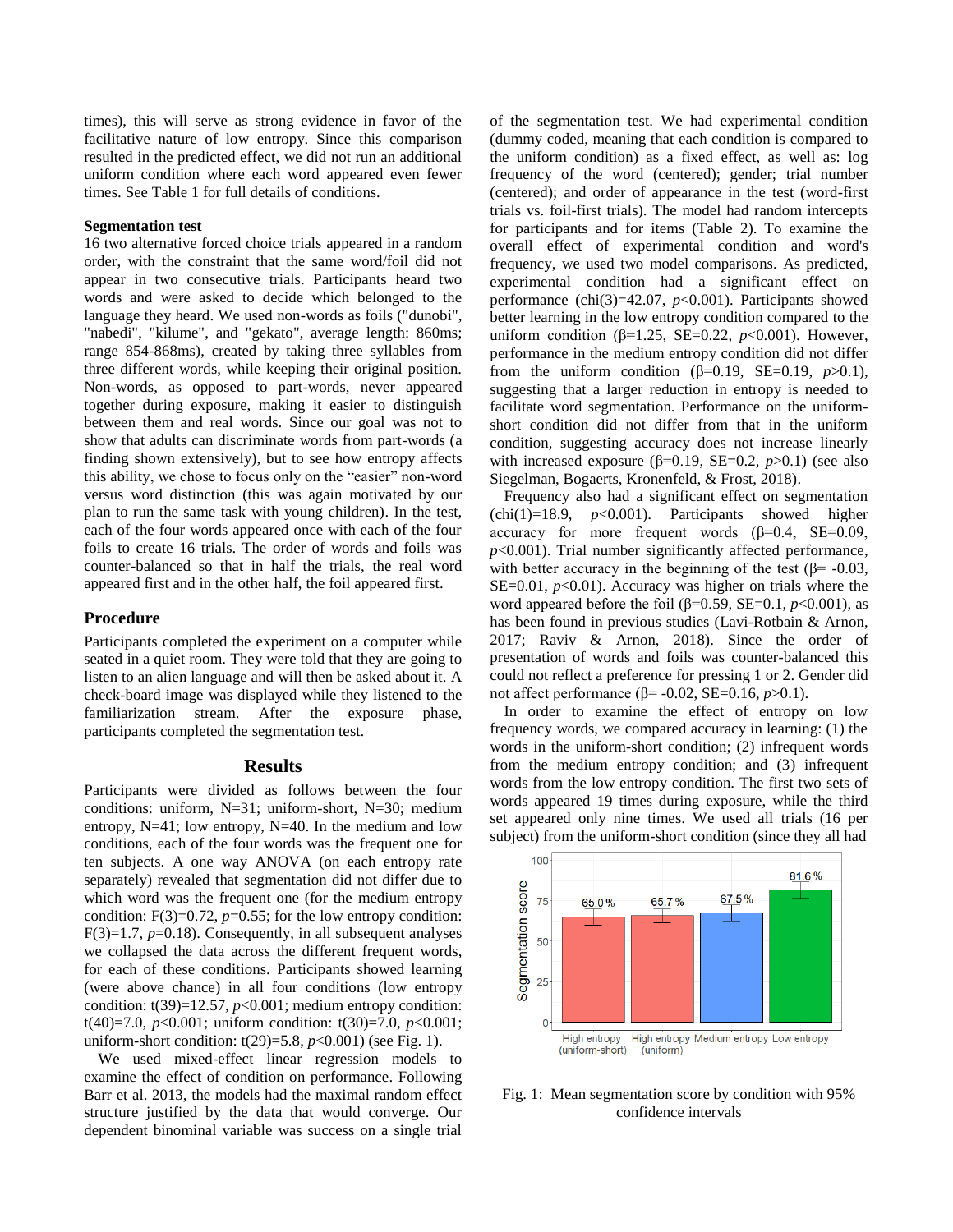times), this will serve as strong evidence in favor of the facilitative nature of low entropy. Since this comparison resulted in the predicted effect, we did not run an additional uniform condition where each word appeared even fewer times. See Table 1 for full details of conditions.

**Segmentation test**

16 two alternative forced choice trials appeared in a random order, with the constraint that the same word/foil did not appear in two consecutive trials. Participants heard two words and were asked to decide which belonged to the language they heard. We used non-words as foils ("dunobi", "nabedi", "kilume", and "gekato", average length: 860ms; range 854-868ms), created by taking three syllables from three different words, while keeping their original position. Non-words, as opposed to part-words, never appeared together during exposure, making it easier to distinguish between them and real words. Since our goal was not to show that adults can discriminate words from part-words (a finding shown extensively), but to see how entropy affects this ability, we chose to focus only on the "easier" non-word versus word distinction (this was again motivated by our plan to run the same task with young children). In the test, each of the four words appeared once with each of the four foils to create 16 trials. The order of words and foils was counter-balanced so that in half the trials, the real word appeared first and in the other half, the foil appeared first.

## Procedure

Participants completed the experiment on a computer while seated in a quiet room. They were told that they are going to listen to an alien language and will then be asked about it. A check-board image was displayed while they listened to the familiarization stream. After the exposure phase, participants completed the segmentation test.

## Results

Participants were divided as follows between the four conditions: uniform, N=31; uniform-short, N=30; medium entropy, N=41; low entropy, N=40. In the medium and low conditions, each of the four words was the frequent one for ten subjects. A one way ANOVA (on each entropy rate separately) revealed that segmentation did not differ due to which word was the frequent one (for the medium entropy condition: $F(3)=0.72$, $p=0.55$; for the low entropy condition: $F(3)=1.7$, $p=0.18$). Consequently, in all subsequent analyses we collapsed the data across the different frequent words, for each of these conditions. Participants showed learning (were above chance) in all four conditions (low entropy condition: $t(39)=12.57$, $p<0.001$; medium entropy condition: $t(40)=7.0$, $p<0.001$; uniform condition: $t(30)=7.0$, $p<0.001$; uniform-short condition: $t(29)=5.8$, $p<0.001$) (see Fig. 1).

We used mixed-effect linear regression models to examine the effect of condition on performance. Following Barr et al. 2013, the models had the maximal random effect structure justified by the data that would converge. Our dependent binominal variable was success on a single trial of the segmentation test. We had experimental condition (dummy coded, meaning that each condition is compared to the uniform condition) as a fixed effect, as well as: log frequency of the word (centered); gender; trial number (centered); and order of appearance in the test (word-first trials vs. foil-first trials). The model had random intercepts for participants and for items (Table 2). To examine the overall effect of experimental condition and word's frequency, we used two model comparisons. As predicted, experimental condition had a significant effect on performance ($chi(3)=42.07$, $p<0.001$). Participants showed better learning in the low entropy condition compared to the uniform condition ($\beta=1.25$, $SE=0.22$, $p<0.001$). However, performance in the medium entropy condition did not differ from the uniform condition ($\beta=0.19$, $SE=0.19$, $p>0.1$), suggesting that a larger reduction in entropy is needed to facilitate word segmentation. Performance on the uniform-short condition did not differ from that in the uniform condition, suggesting accuracy does not increase linearly with increased exposure ($\beta=0.19$, $SE=0.2$, $p>0.1$) (see also Siegelman, Bogaerts, Kronenfeld, & Frost, 2018).

Frequency also had a significant effect on segmentation ($chi(1)=18.9$, $p<0.001$). Participants showed higher accuracy for more frequent words ($\beta=0.4$, $SE=0.09$, $p<0.001$). Trial number significantly affected performance, with better accuracy in the beginning of the test ($\beta=-0.03$, $SE=0.01$, $p<0.01$). Accuracy was higher on trials where the word appeared before the foil ($\beta=0.59$, $SE=0.1$, $p<0.001$), as has been found in previous studies (Lavi-Rotbain & Arnon, 2017; Raviv & Arnon, 2018). Since the order of presentation of words and foils was counter-balanced this could not reflect a preference for pressing 1 or 2. Gender did not affect performance ($\beta=-0.02$, $SE=0.16$, $p>0.1$).

In order to examine the effect of entropy on low frequency words, we compared accuracy in learning: (1) the words in the uniform-short condition; (2) infrequent words from the medium entropy condition; and (3) infrequent words from the low entropy condition. The first two sets of words appeared 19 times during exposure, while the third set appeared only nine times. We used all trials (16 per subject) from the uniform-short condition (since they all had

Fig. 1: Mean segmentation score by condition with 95% confidence intervals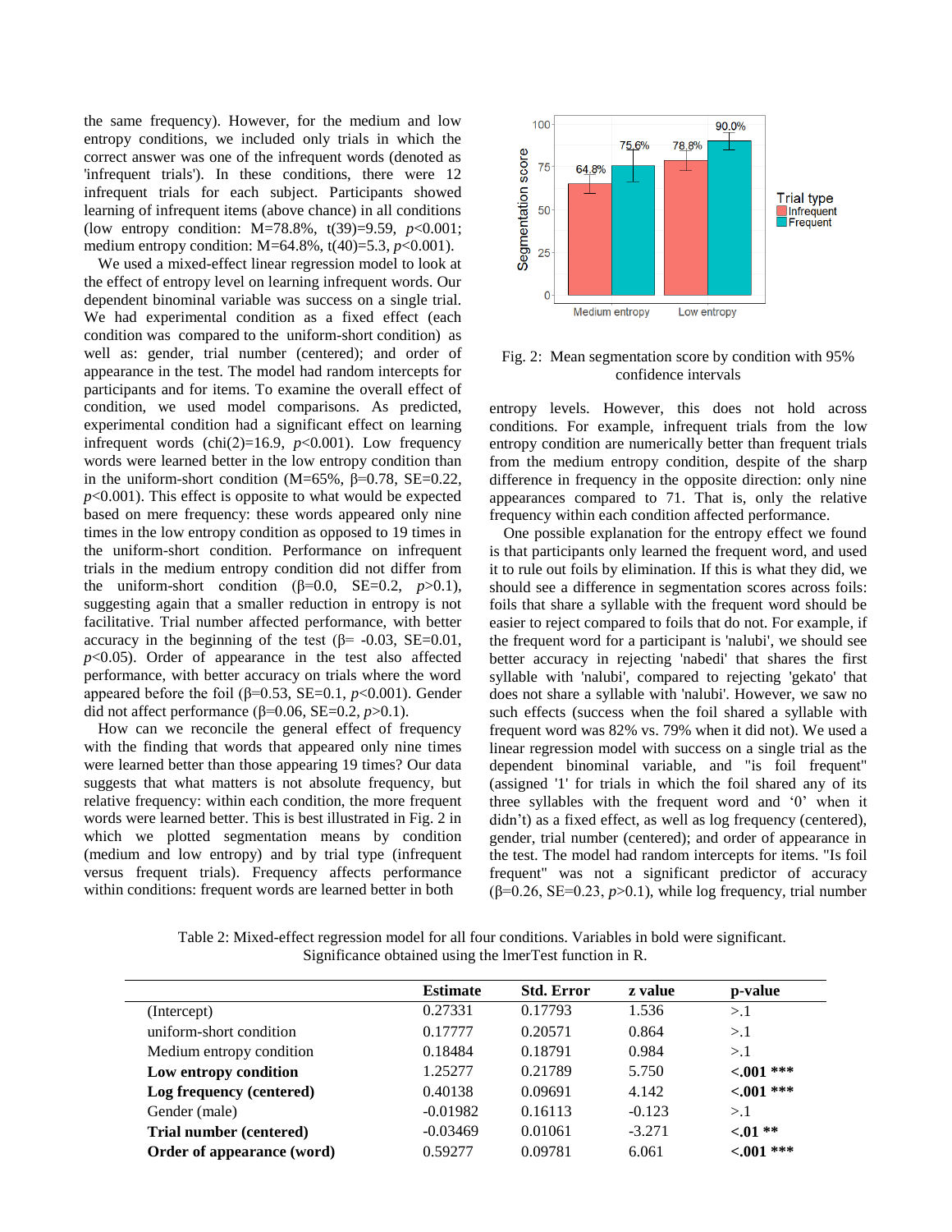the same frequency). However, for the medium and low entropy conditions, we included only trials in which the correct answer was one of the infrequent words (denoted as 'infrequent trials'). In these conditions, there were 12 infrequent trials for each subject. Participants showed learning of infrequent items (above chance) in all conditions (low entropy condition: M=78.8%, t(39)=9.59, $p$<0.001; medium entropy condition: M=64.8%, t(40)=5.3, $p$<0.001).

We used a mixed-effect linear regression model to look at the effect of entropy level on learning infrequent words. Our dependent binominal variable was success on a single trial. We had experimental condition as a fixed effect (each condition was compared to the uniform-short condition) as well as: gender, trial number (centered); and order of appearance in the test. The model had random intercepts for participants and for items. To examine the overall effect of condition, we used model comparisons. As predicted, experimental condition had a significant effect on learning infrequent words (chi(2)=16.9, $p$<0.001). Low frequency words were learned better in the low entropy condition than in the uniform-short condition (M=65%, β=0.78, SE=0.22, $p$<0.001). This effect is opposite to what would be expected based on mere frequency: these words appeared only nine times in the low entropy condition as opposed to 19 times in the uniform-short condition. Performance on infrequent trials in the medium entropy condition did not differ from the uniform-short condition (β=0.0, SE=0.2, $p$>0.1), suggesting again that a smaller reduction in entropy is not facilitative. Trial number affected performance, with better accuracy in the beginning of the test (β= -0.03, SE=0.01, $p$<0.05). Order of appearance in the test also affected performance, with better accuracy on trials where the word appeared before the foil (β=0.53, SE=0.1, $p$<0.001). Gender did not affect performance (β=0.06, SE=0.2, $p$>0.1).

How can we reconcile the general effect of frequency with the finding that words that appeared only nine times were learned better than those appearing 19 times? Our data suggests that what matters is not absolute frequency, but relative frequency: within each condition, the more frequent words were learned better. This is best illustrated in Fig. 2 in which we plotted segmentation means by condition (medium and low entropy) and by trial type (infrequent versus frequent trials). Frequency affects performance within conditions: frequent words are learned better in both entropy levels. However, this does not hold across conditions. For example, infrequent trials from the low entropy condition are numerically better than frequent trials from the medium entropy condition, despite of the sharp difference in frequency in the opposite direction: only nine appearances compared to 71. That is, only the relative frequency within each condition affected performance.

Fig. 2: Mean segmentation score by condition with 95% confidence intervals

One possible explanation for the entropy effect we found is that participants only learned the frequent word, and used it to rule out foils by elimination. If this is what they did, we should see a difference in segmentation scores across foils: foils that share a syllable with the frequent word should be easier to reject compared to foils that do not. For example, if the frequent word for a participant is 'nalubi', we should see better accuracy in rejecting 'nabedi' that shares the first syllable with 'nalubi', compared to rejecting 'gekato' that does not share a syllable with 'nalubi'. However, we saw no such effects (success when the foil shared a syllable with frequent word was 82% vs. 79% when it did not). We used a linear regression model with success on a single trial as the dependent binominal variable, and "is foil frequent" (assigned '1' for trials in which the foil shared any of its three syllables with the frequent word and '0' when it didn't) as a fixed effect, as well as log frequency (centered), gender, trial number (centered); and order of appearance in the test. The model had random intercepts for items. "Is foil frequent" was not a significant predictor of accuracy (β=0.26, SE=0.23, $p$>0.1), while log frequency, trial number

Table 2: Mixed-effect regression model for all four conditions. Variables in bold were significant. Significance obtained using the lmerTest function in R.

| | **Estimate** | **Std. Error** | **z value** | **p-value** |
|---|---|---|---|---|
| (Intercept) | 0.27331 | 0.17793 | 1.536 | >.1 |
| uniform-short condition | 0.17777 | 0.20571 | 0.864 | >.1 |
| Medium entropy condition | 0.18484 | 0.18791 | 0.984 | >.1 |
| **Low entropy condition** | 1.25277 | 0.21789 | 5.750 | **<.001 \*\*\*** |
| **Log frequency (centered)** | 0.40138 | 0.09691 | 4.142 | **<.001 \*\*\*** |
| Gender (male) | -0.01982 | 0.16113 | -0.123 | >.1 |
| **Trial number (centered)** | -0.03469 | 0.01061 | -3.271 | **<.01 \*\*** |
| **Order of appearance (word)** | 0.59277 | 0.09781 | 6.061 | **<.001 \*\*\*** |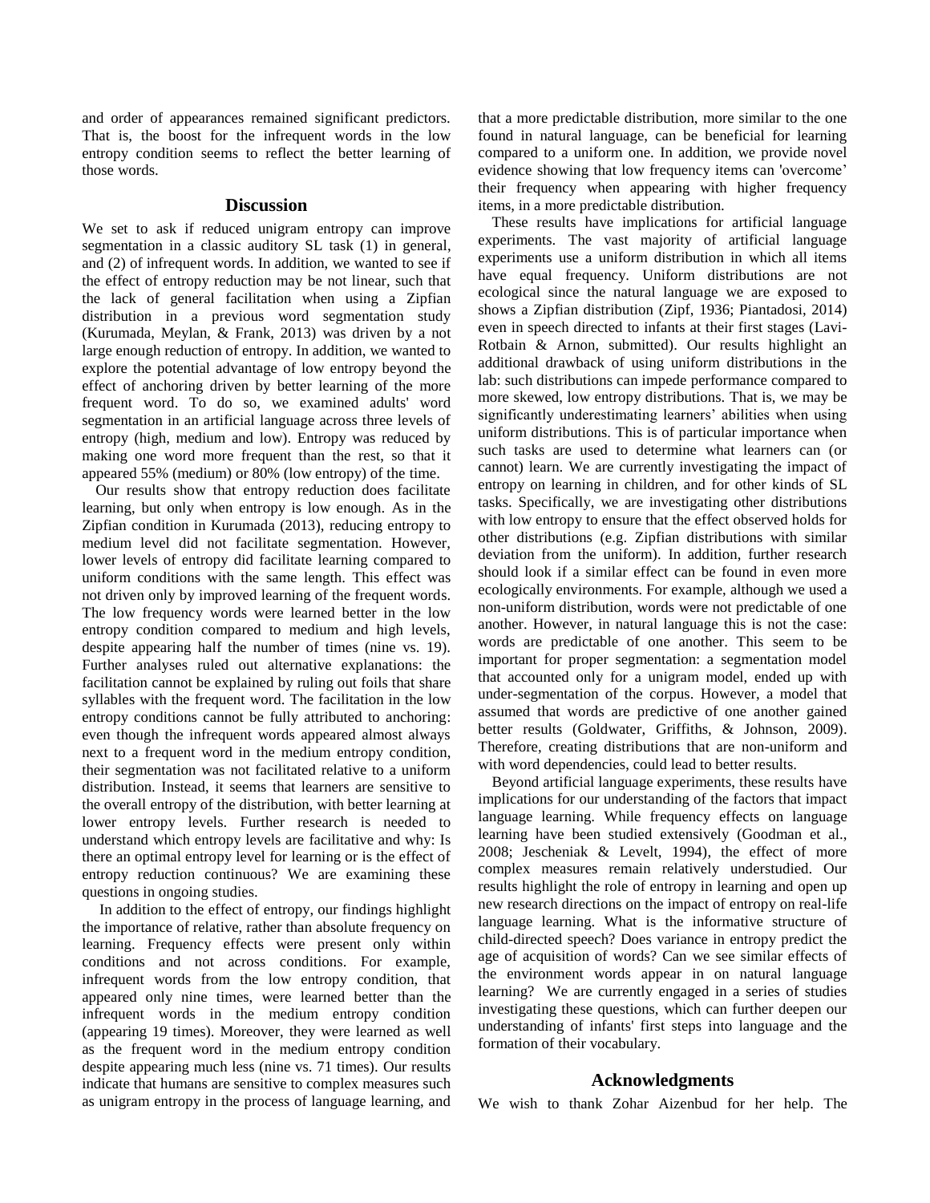and order of appearances remained significant predictors. That is, the boost for the infrequent words in the low entropy condition seems to reflect the better learning of those words.

## Discussion

We set to ask if reduced unigram entropy can improve segmentation in a classic auditory SL task (1) in general, and (2) of infrequent words. In addition, we wanted to see if the effect of entropy reduction may be not linear, such that the lack of general facilitation when using a Zipfian distribution in a previous word segmentation study (Kurumada, Meylan, & Frank, 2013) was driven by a not large enough reduction of entropy. In addition, we wanted to explore the potential advantage of low entropy beyond the effect of anchoring driven by better learning of the more frequent word. To do so, we examined adults' word segmentation in an artificial language across three levels of entropy (high, medium and low). Entropy was reduced by making one word more frequent than the rest, so that it appeared 55% (medium) or 80% (low entropy) of the time.

Our results show that entropy reduction does facilitate learning, but only when entropy is low enough. As in the Zipfian condition in Kurumada (2013), reducing entropy to medium level did not facilitate segmentation. However, lower levels of entropy did facilitate learning compared to uniform conditions with the same length. This effect was not driven only by improved learning of the frequent words. The low frequency words were learned better in the low entropy condition compared to medium and high levels, despite appearing half the number of times (nine vs. 19). Further analyses ruled out alternative explanations: the facilitation cannot be explained by ruling out foils that share syllables with the frequent word. The facilitation in the low entropy conditions cannot be fully attributed to anchoring: even though the infrequent words appeared almost always next to a frequent word in the medium entropy condition, their segmentation was not facilitated relative to a uniform distribution. Instead, it seems that learners are sensitive to the overall entropy of the distribution, with better learning at lower entropy levels. Further research is needed to understand which entropy levels are facilitative and why: Is there an optimal entropy level for learning or is the effect of entropy reduction continuous? We are examining these questions in ongoing studies.

In addition to the effect of entropy, our findings highlight the importance of relative, rather than absolute frequency on learning. Frequency effects were present only within conditions and not across conditions. For example, infrequent words from the low entropy condition, that appeared only nine times, were learned better than the infrequent words in the medium entropy condition (appearing 19 times). Moreover, they were learned as well as the frequent word in the medium entropy condition despite appearing much less (nine vs. 71 times). Our results indicate that humans are sensitive to complex measures such as unigram entropy in the process of language learning, and that a more predictable distribution, more similar to the one found in natural language, can be beneficial for learning compared to a uniform one. In addition, we provide novel evidence showing that low frequency items can 'overcome' their frequency when appearing with higher frequency items, in a more predictable distribution.

These results have implications for artificial language experiments. The vast majority of artificial language experiments use a uniform distribution in which all items have equal frequency. Uniform distributions are not ecological since the natural language we are exposed to shows a Zipfian distribution (Zipf, 1936; Piantadosi, 2014) even in speech directed to infants at their first stages (Lavi-Rotbain & Arnon, submitted). Our results highlight an additional drawback of using uniform distributions in the lab: such distributions can impede performance compared to more skewed, low entropy distributions. That is, we may be significantly underestimating learners' abilities when using uniform distributions. This is of particular importance when such tasks are used to determine what learners can (or cannot) learn. We are currently investigating the impact of entropy on learning in children, and for other kinds of SL tasks. Specifically, we are investigating other distributions with low entropy to ensure that the effect observed holds for other distributions (e.g. Zipfian distributions with similar deviation from the uniform). In addition, further research should look if a similar effect can be found in even more ecologically environments. For example, although we used a non-uniform distribution, words were not predictable of one another. However, in natural language this is not the case: words are predictable of one another. This seem to be important for proper segmentation: a segmentation model that accounted only for a unigram model, ended up with under-segmentation of the corpus. However, a model that assumed that words are predictive of one another gained better results (Goldwater, Griffiths, & Johnson, 2009). Therefore, creating distributions that are non-uniform and with word dependencies, could lead to better results.

Beyond artificial language experiments, these results have implications for our understanding of the factors that impact language learning. While frequency effects on language learning have been studied extensively (Goodman et al., 2008; Jescheniak & Levelt, 1994), the effect of more complex measures remain relatively understudied. Our results highlight the role of entropy in learning and open up new research directions on the impact of entropy on real-life language learning. What is the informative structure of child-directed speech? Does variance in entropy predict the age of acquisition of words? Can we see similar effects of the environment words appear in on natural language learning? We are currently engaged in a series of studies investigating these questions, which can further deepen our understanding of infants' first steps into language and the formation of their vocabulary.

## Acknowledgments

We wish to thank Zohar Aizenbud for her help. The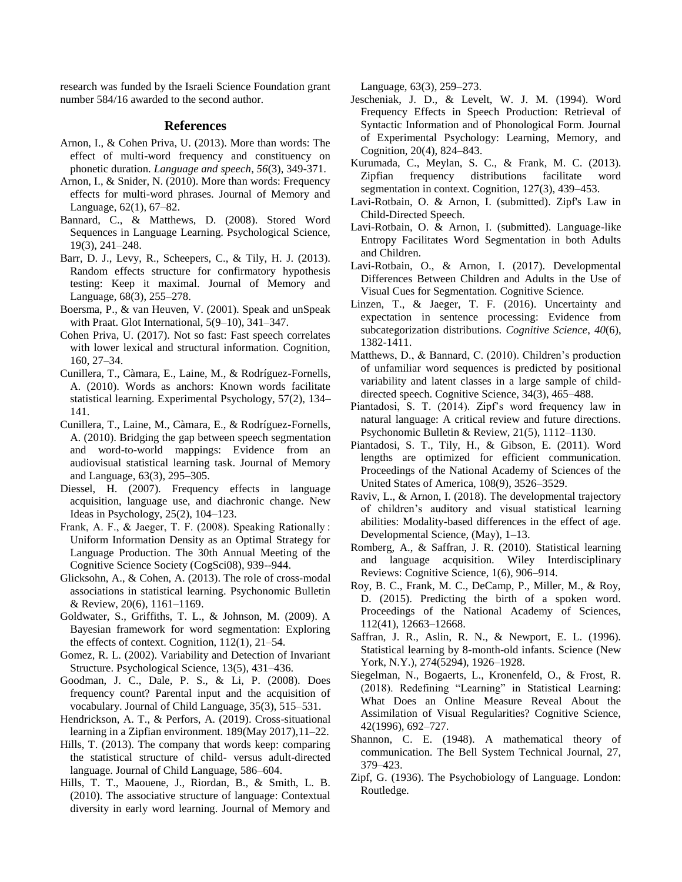research was funded by the Israeli Science Foundation grant number 584/16 awarded to the second author.

## References

Arnon, I., & Cohen Priva, U. (2013). More than words: The effect of multi-word frequency and constituency on phonetic duration. *Language and speech*, *56*(3), 349-371.

Arnon, I., & Snider, N. (2010). More than words: Frequency effects for multi-word phrases. Journal of Memory and Language, 62(1), 67–82.

Bannard, C., & Matthews, D. (2008). Stored Word Sequences in Language Learning. Psychological Science, 19(3), 241–248.

Barr, D. J., Levy, R., Scheepers, C., & Tily, H. J. (2013). Random effects structure for confirmatory hypothesis testing: Keep it maximal. Journal of Memory and Language, 68(3), 255–278.

Boersma, P., & van Heuven, V. (2001). Speak and unSpeak with Praat. Glot International, 5(9–10), 341–347.

Cohen Priva, U. (2017). Not so fast: Fast speech correlates with lower lexical and structural information. Cognition, 160, 27–34.

Cunillera, T., Càmara, E., Laine, M., & Rodríguez-Fornells, A. (2010). Words as anchors: Known words facilitate statistical learning. Experimental Psychology, 57(2), 134–141.

Cunillera, T., Laine, M., Càmara, E., & Rodríguez-Fornells, A. (2010). Bridging the gap between speech segmentation and word-to-world mappings: Evidence from an audiovisual statistical learning task. Journal of Memory and Language, 63(3), 295–305.

Diessel, H. (2007). Frequency effects in language acquisition, language use, and diachronic change. New Ideas in Psychology, 25(2), 104–123.

Frank, A. F., & Jaeger, T. F. (2008). Speaking Rationally : Uniform Information Density as an Optimal Strategy for Language Production. The 30th Annual Meeting of the Cognitive Science Society (CogSci08), 939--944.

Glicksohn, A., & Cohen, A. (2013). The role of cross-modal associations in statistical learning. Psychonomic Bulletin & Review, 20(6), 1161–1169.

Goldwater, S., Griffiths, T. L., & Johnson, M. (2009). A Bayesian framework for word segmentation: Exploring the effects of context. Cognition, 112(1), 21–54.

Gomez, R. L. (2002). Variability and Detection of Invariant Structure. Psychological Science, 13(5), 431–436.

Goodman, J. C., Dale, P. S., & Li, P. (2008). Does frequency count? Parental input and the acquisition of vocabulary. Journal of Child Language, 35(3), 515–531.

Hendrickson, A. T., & Perfors, A. (2019). Cross-situational learning in a Zipfian environment. 189(May 2017),11–22.

Hills, T. (2013). The company that words keep: comparing the statistical structure of child- versus adult-directed language. Journal of Child Language, 586–604.

Hills, T. T., Maouene, J., Riordan, B., & Smith, L. B. (2010). The associative structure of language: Contextual diversity in early word learning. Journal of Memory and Language, 63(3), 259–273.

Jescheniak, J. D., & Levelt, W. J. M. (1994). Word Frequency Effects in Speech Production: Retrieval of Syntactic Information and of Phonological Form. Journal of Experimental Psychology: Learning, Memory, and Cognition, 20(4), 824–843.

Kurumada, C., Meylan, S. C., & Frank, M. C. (2013). Zipfian frequency distributions facilitate word segmentation in context. Cognition, 127(3), 439–453.

Lavi-Rotbain, O. & Arnon, I. (submitted). Zipf's Law in Child-Directed Speech.

Lavi-Rotbain, O. & Arnon, I. (submitted). Language-like Entropy Facilitates Word Segmentation in both Adults and Children.

Lavi-Rotbain, O., & Arnon, I. (2017). Developmental Differences Between Children and Adults in the Use of Visual Cues for Segmentation. Cognitive Science.

Linzen, T., & Jaeger, T. F. (2016). Uncertainty and expectation in sentence processing: Evidence from subcategorization distributions. *Cognitive Science*, *40*(6), 1382-1411.

Matthews, D., & Bannard, C. (2010). Children's production of unfamiliar word sequences is predicted by positional variability and latent classes in a large sample of child-directed speech. Cognitive Science, 34(3), 465–488.

Piantadosi, S. T. (2014). Zipf's word frequency law in natural language: A critical review and future directions. Psychonomic Bulletin & Review, 21(5), 1112–1130.

Piantadosi, S. T., Tily, H., & Gibson, E. (2011). Word lengths are optimized for efficient communication. Proceedings of the National Academy of Sciences of the United States of America, 108(9), 3526–3529.

Raviv, L., & Arnon, I. (2018). The developmental trajectory of children's auditory and visual statistical learning abilities: Modality-based differences in the effect of age. Developmental Science, (May), 1–13.

Romberg, A., & Saffran, J. R. (2010). Statistical learning and language acquisition. Wiley Interdisciplinary Reviews: Cognitive Science, 1(6), 906–914.

Roy, B. C., Frank, M. C., DeCamp, P., Miller, M., & Roy, D. (2015). Predicting the birth of a spoken word. Proceedings of the National Academy of Sciences, 112(41), 12663–12668.

Saffran, J. R., Aslin, R. N., & Newport, E. L. (1996). Statistical learning by 8-month-old infants. Science (New York, N.Y.), 274(5294), 1926–1928.

Siegelman, N., Bogaerts, L., Kronenfeld, O., & Frost, R. (2018). Redefining "Learning" in Statistical Learning: What Does an Online Measure Reveal About the Assimilation of Visual Regularities? Cognitive Science, 42(1996), 692–727.

Shannon, C. E. (1948). A mathematical theory of communication. The Bell System Technical Journal, 27, 379–423.

Zipf, G. (1936). The Psychobiology of Language. London: Routledge.